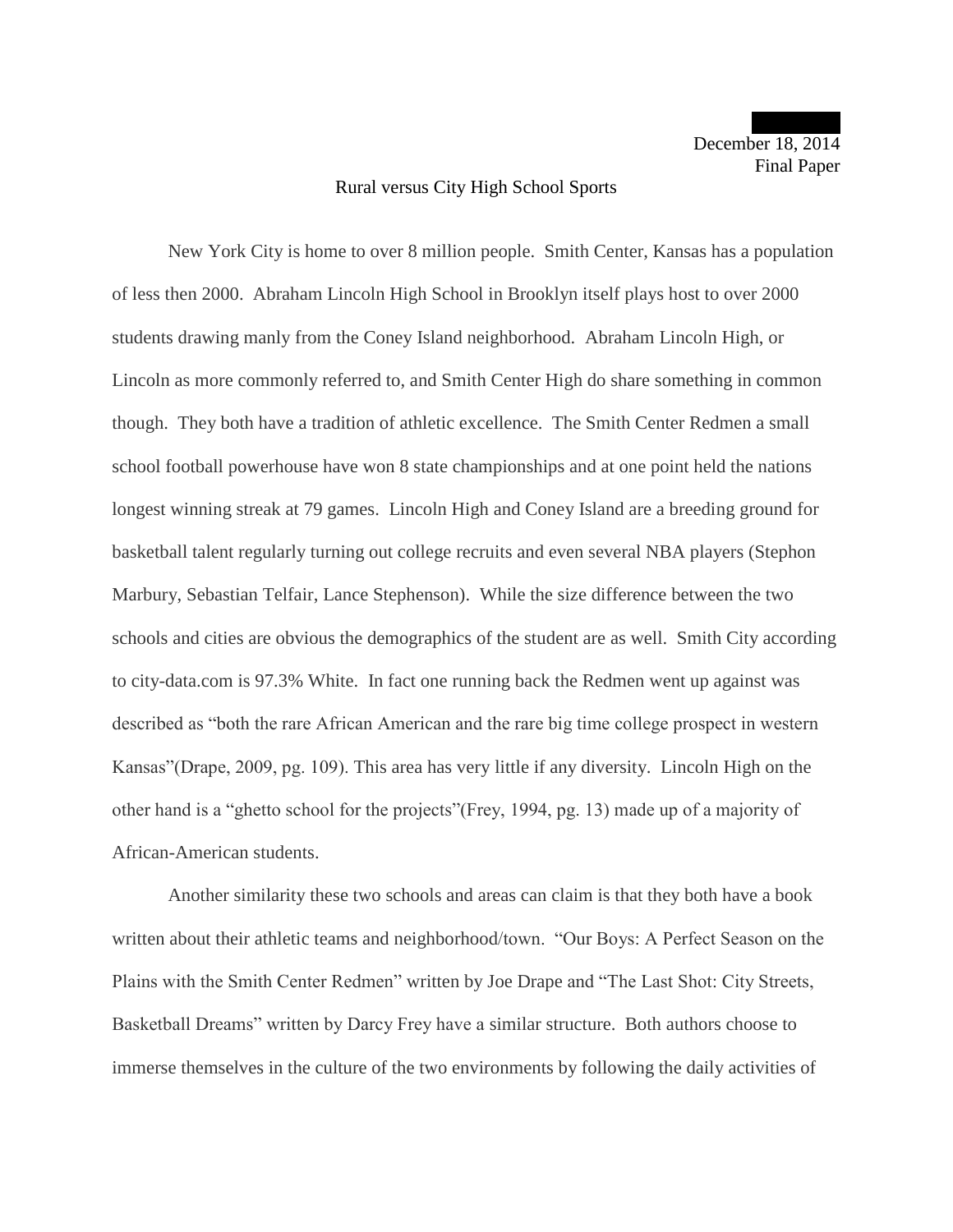December 18, 2014
Final Paper

# Rural versus City High School Sports

New York City is home to over 8 million people. Smith Center, Kansas has a population of less then 2000. Abraham Lincoln High School in Brooklyn itself plays host to over 2000 students drawing manly from the Coney Island neighborhood. Abraham Lincoln High, or Lincoln as more commonly referred to, and Smith Center High do share something in common though. They both have a tradition of athletic excellence. The Smith Center Redmen a small school football powerhouse have won 8 state championships and at one point held the nations longest winning streak at 79 games. Lincoln High and Coney Island are a breeding ground for basketball talent regularly turning out college recruits and even several NBA players (Stephon Marbury, Sebastian Telfair, Lance Stephenson). While the size difference between the two schools and cities are obvious the demographics of the student are as well. Smith City according to city-data.com is 97.3% White. In fact one running back the Redmen went up against was described as "both the rare African American and the rare big time college prospect in western Kansas"(Drape, 2009, pg. 109). This area has very little if any diversity. Lincoln High on the other hand is a "ghetto school for the projects"(Frey, 1994, pg. 13) made up of a majority of African-American students.

Another similarity these two schools and areas can claim is that they both have a book written about their athletic teams and neighborhood/town. "Our Boys: A Perfect Season on the Plains with the Smith Center Redmen" written by Joe Drape and "The Last Shot: City Streets, Basketball Dreams" written by Darcy Frey have a similar structure. Both authors choose to immerse themselves in the culture of the two environments by following the daily activities of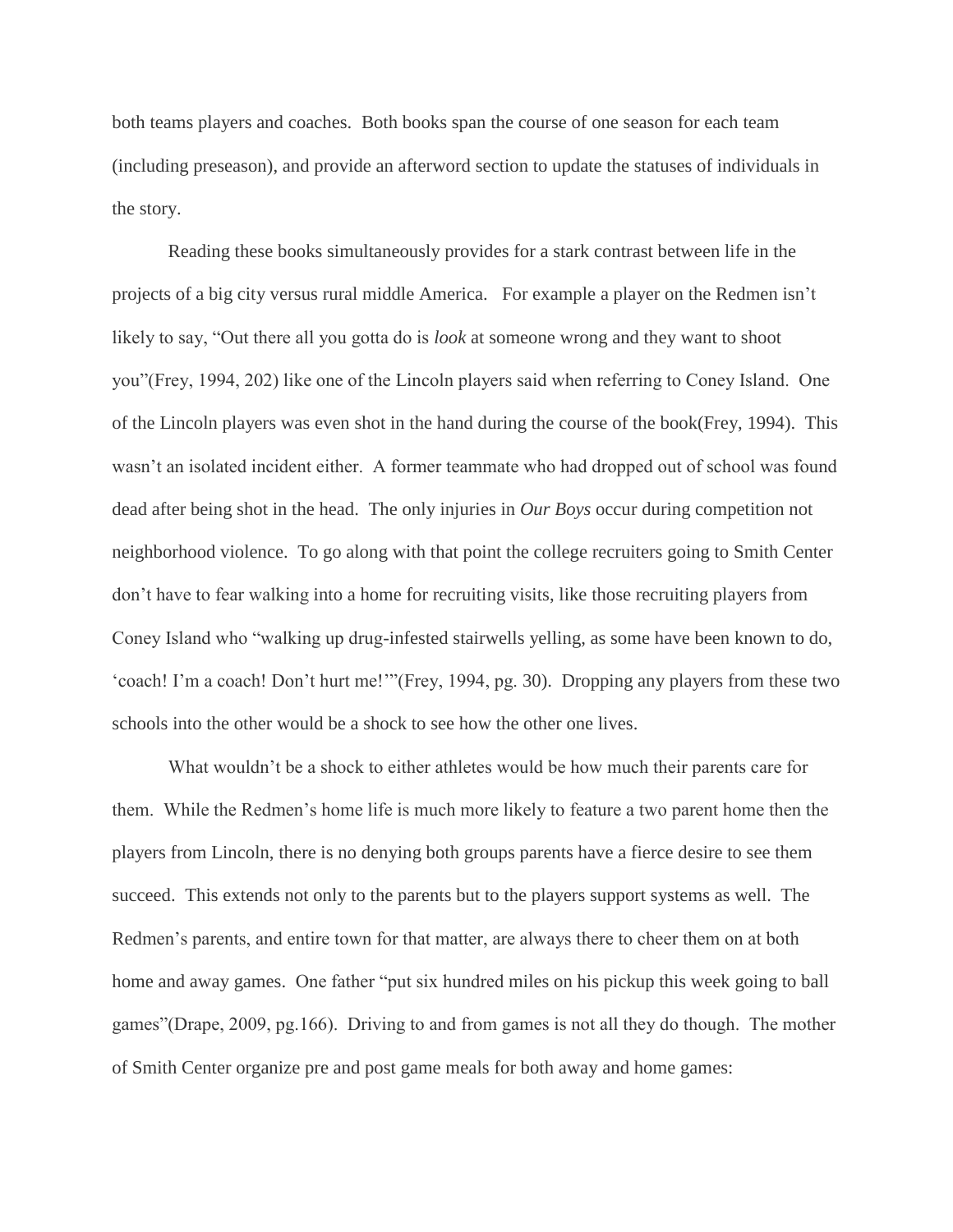both teams players and coaches. Both books span the course of one season for each team (including preseason), and provide an afterword section to update the statuses of individuals in the story.

Reading these books simultaneously provides for a stark contrast between life in the projects of a big city versus rural middle America. For example a player on the Redmen isn't likely to say, "Out there all you gotta do is *look* at someone wrong and they want to shoot you"(Frey, 1994, 202) like one of the Lincoln players said when referring to Coney Island. One of the Lincoln players was even shot in the hand during the course of the book(Frey, 1994). This wasn't an isolated incident either. A former teammate who had dropped out of school was found dead after being shot in the head. The only injuries in *Our Boys* occur during competition not neighborhood violence. To go along with that point the college recruiters going to Smith Center don't have to fear walking into a home for recruiting visits, like those recruiting players from Coney Island who "walking up drug-infested stairwells yelling, as some have been known to do, 'coach! I'm a coach! Don't hurt me!'"(Frey, 1994, pg. 30). Dropping any players from these two schools into the other would be a shock to see how the other one lives.

What wouldn't be a shock to either athletes would be how much their parents care for them. While the Redmen's home life is much more likely to feature a two parent home then the players from Lincoln, there is no denying both groups parents have a fierce desire to see them succeed. This extends not only to the parents but to the players support systems as well. The Redmen's parents, and entire town for that matter, are always there to cheer them on at both home and away games. One father "put six hundred miles on his pickup this week going to ball games"(Drape, 2009, pg.166). Driving to and from games is not all they do though. The mother of Smith Center organize pre and post game meals for both away and home games: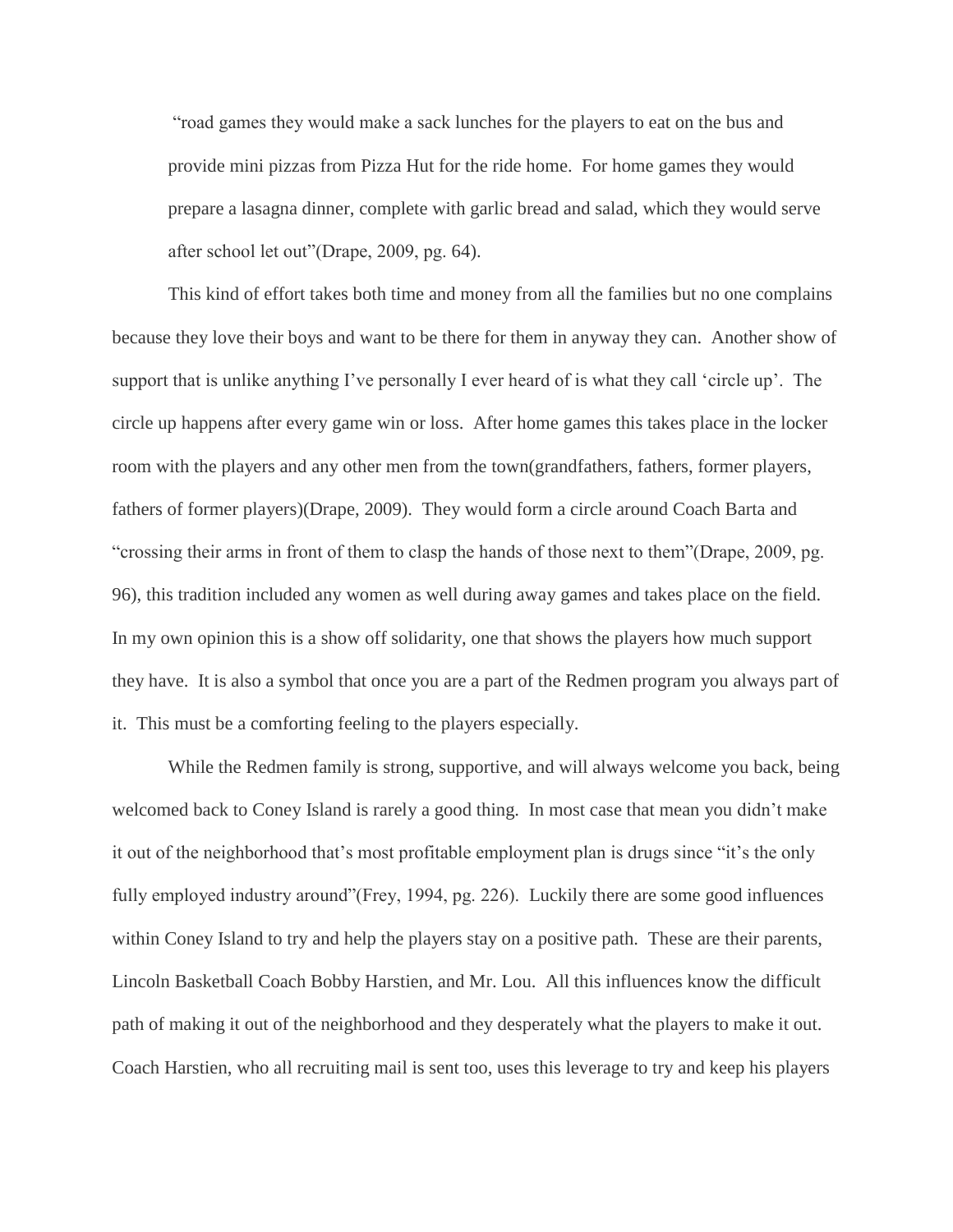"road games they would make a sack lunches for the players to eat on the bus and provide mini pizzas from Pizza Hut for the ride home. For home games they would prepare a lasagna dinner, complete with garlic bread and salad, which they would serve after school let out"(Drape, 2009, pg. 64).

This kind of effort takes both time and money from all the families but no one complains because they love their boys and want to be there for them in anyway they can. Another show of support that is unlike anything I've personally I ever heard of is what they call 'circle up'. The circle up happens after every game win or loss. After home games this takes place in the locker room with the players and any other men from the town(grandfathers, fathers, former players, fathers of former players)(Drape, 2009). They would form a circle around Coach Barta and "crossing their arms in front of them to clasp the hands of those next to them"(Drape, 2009, pg. 96), this tradition included any women as well during away games and takes place on the field. In my own opinion this is a show off solidarity, one that shows the players how much support they have. It is also a symbol that once you are a part of the Redmen program you always part of it. This must be a comforting feeling to the players especially.

While the Redmen family is strong, supportive, and will always welcome you back, being welcomed back to Coney Island is rarely a good thing. In most case that mean you didn't make it out of the neighborhood that's most profitable employment plan is drugs since "it's the only fully employed industry around"(Frey, 1994, pg. 226). Luckily there are some good influences within Coney Island to try and help the players stay on a positive path. These are their parents, Lincoln Basketball Coach Bobby Harstien, and Mr. Lou. All this influences know the difficult path of making it out of the neighborhood and they desperately what the players to make it out. Coach Harstien, who all recruiting mail is sent too, uses this leverage to try and keep his players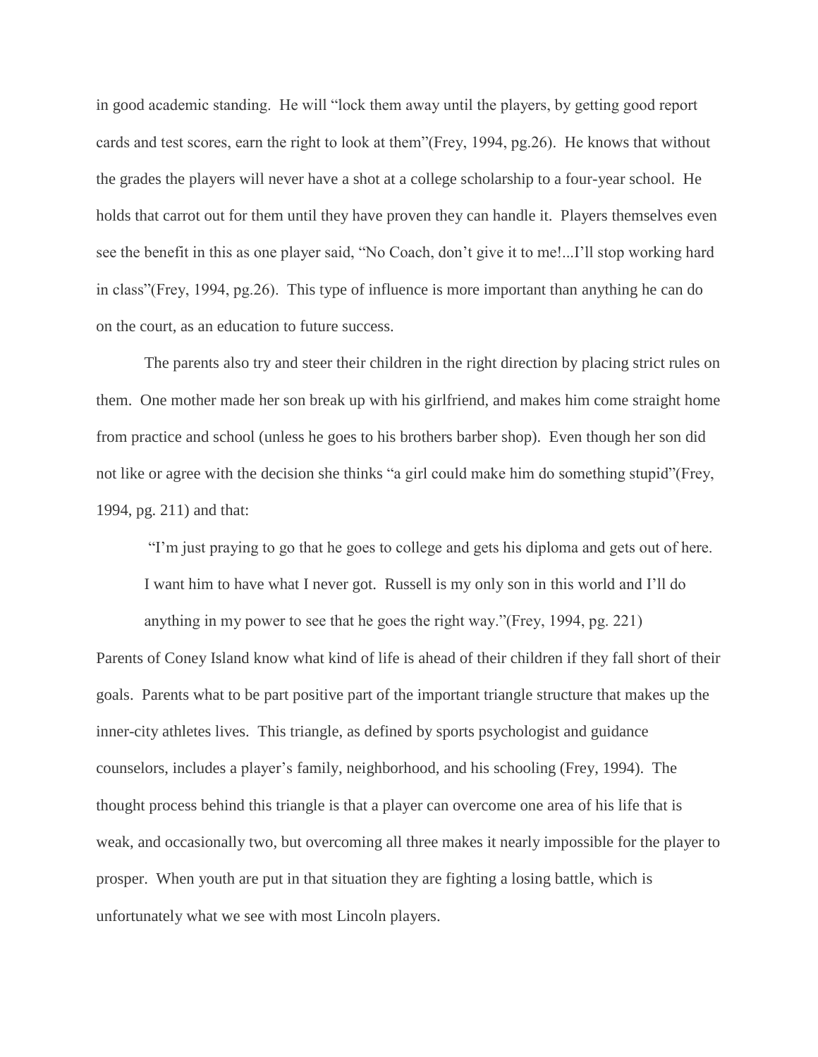in good academic standing. He will "lock them away until the players, by getting good report cards and test scores, earn the right to look at them"(Frey, 1994, pg.26). He knows that without the grades the players will never have a shot at a college scholarship to a four-year school. He holds that carrot out for them until they have proven they can handle it. Players themselves even see the benefit in this as one player said, "No Coach, don't give it to me!...I'll stop working hard in class"(Frey, 1994, pg.26). This type of influence is more important than anything he can do on the court, as an education to future success.

The parents also try and steer their children in the right direction by placing strict rules on them. One mother made her son break up with his girlfriend, and makes him come straight home from practice and school (unless he goes to his brothers barber shop). Even though her son did not like or agree with the decision she thinks "a girl could make him do something stupid"(Frey, 1994, pg. 211) and that:

> "I'm just praying to go that he goes to college and gets his diploma and gets out of here. I want him to have what I never got. Russell is my only son in this world and I'll do anything in my power to see that he goes the right way."(Frey, 1994, pg. 221)

Parents of Coney Island know what kind of life is ahead of their children if they fall short of their goals. Parents what to be part positive part of the important triangle structure that makes up the inner-city athletes lives. This triangle, as defined by sports psychologist and guidance counselors, includes a player's family, neighborhood, and his schooling (Frey, 1994). The thought process behind this triangle is that a player can overcome one area of his life that is weak, and occasionally two, but overcoming all three makes it nearly impossible for the player to prosper. When youth are put in that situation they are fighting a losing battle, which is unfortunately what we see with most Lincoln players.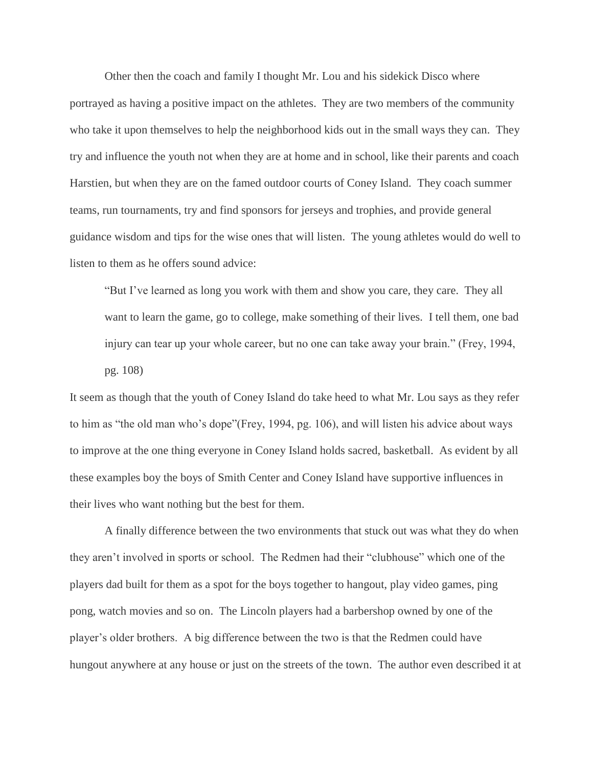Other then the coach and family I thought Mr. Lou and his sidekick Disco where portrayed as having a positive impact on the athletes. They are two members of the community who take it upon themselves to help the neighborhood kids out in the small ways they can. They try and influence the youth not when they are at home and in school, like their parents and coach Harstien, but when they are on the famed outdoor courts of Coney Island. They coach summer teams, run tournaments, try and find sponsors for jerseys and trophies, and provide general guidance wisdom and tips for the wise ones that will listen. The young athletes would do well to listen to them as he offers sound advice:

> "But I've learned as long you work with them and show you care, they care. They all want to learn the game, go to college, make something of their lives. I tell them, one bad injury can tear up your whole career, but no one can take away your brain." (Frey, 1994, pg. 108)

It seem as though that the youth of Coney Island do take heed to what Mr. Lou says as they refer to him as "the old man who's dope"(Frey, 1994, pg. 106), and will listen his advice about ways to improve at the one thing everyone in Coney Island holds sacred, basketball. As evident by all these examples boy the boys of Smith Center and Coney Island have supportive influences in their lives who want nothing but the best for them.

A finally difference between the two environments that stuck out was what they do when they aren't involved in sports or school. The Redmen had their "clubhouse" which one of the players dad built for them as a spot for the boys together to hangout, play video games, ping pong, watch movies and so on. The Lincoln players had a barbershop owned by one of the player's older brothers. A big difference between the two is that the Redmen could have hungout anywhere at any house or just on the streets of the town. The author even described it at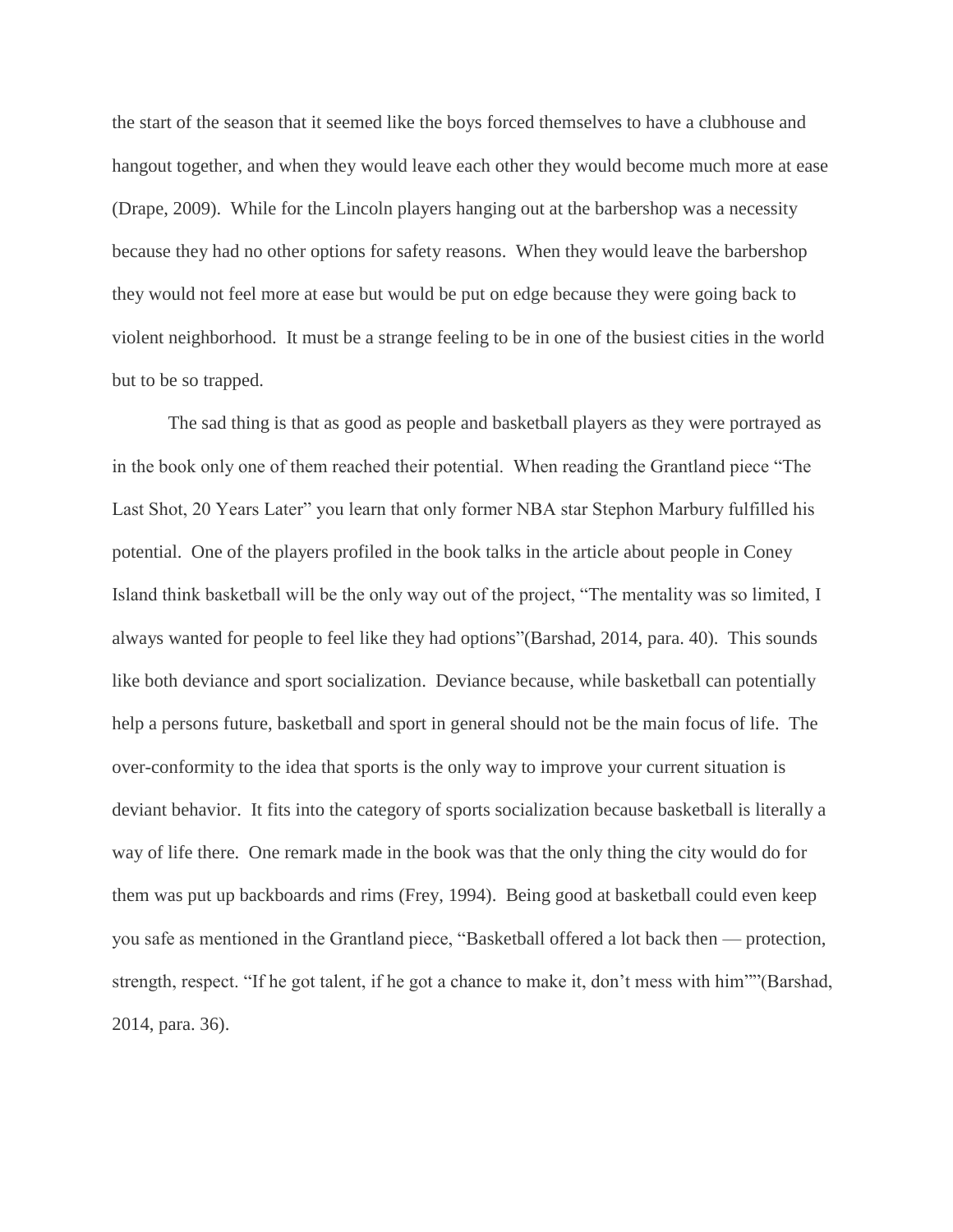the start of the season that it seemed like the boys forced themselves to have a clubhouse and hangout together, and when they would leave each other they would become much more at ease (Drape, 2009). While for the Lincoln players hanging out at the barbershop was a necessity because they had no other options for safety reasons. When they would leave the barbershop they would not feel more at ease but would be put on edge because they were going back to violent neighborhood. It must be a strange feeling to be in one of the busiest cities in the world but to be so trapped.

The sad thing is that as good as people and basketball players as they were portrayed as in the book only one of them reached their potential. When reading the Grantland piece "The Last Shot, 20 Years Later" you learn that only former NBA star Stephon Marbury fulfilled his potential. One of the players profiled in the book talks in the article about people in Coney Island think basketball will be the only way out of the project, "The mentality was so limited, I always wanted for people to feel like they had options"(Barshad, 2014, para. 40). This sounds like both deviance and sport socialization. Deviance because, while basketball can potentially help a persons future, basketball and sport in general should not be the main focus of life. The over-conformity to the idea that sports is the only way to improve your current situation is deviant behavior. It fits into the category of sports socialization because basketball is literally a way of life there. One remark made in the book was that the only thing the city would do for them was put up backboards and rims (Frey, 1994). Being good at basketball could even keep you safe as mentioned in the Grantland piece, "Basketball offered a lot back then — protection, strength, respect. "If he got talent, if he got a chance to make it, don't mess with him""(Barshad, 2014, para. 36).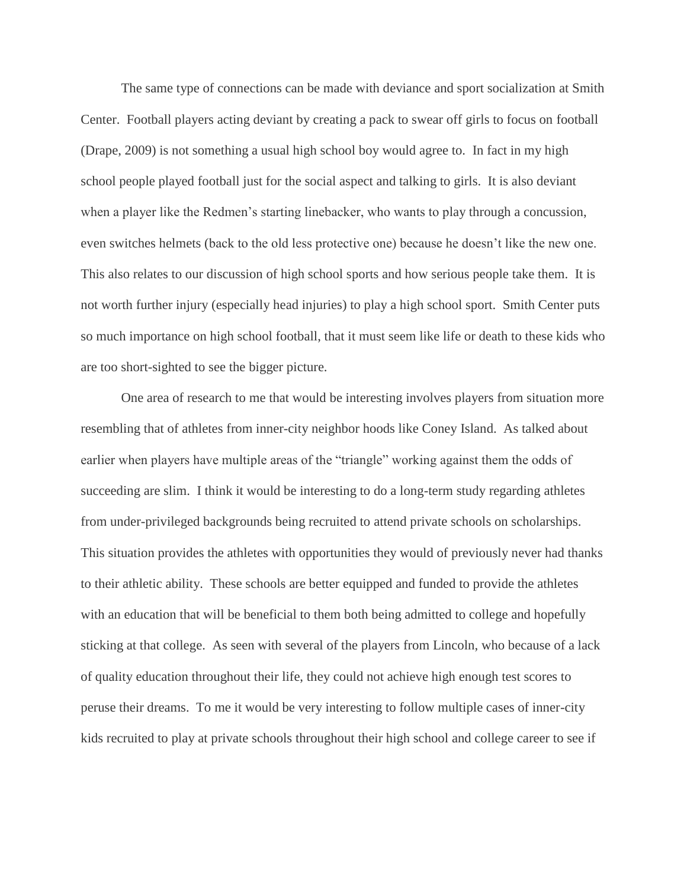The same type of connections can be made with deviance and sport socialization at Smith Center. Football players acting deviant by creating a pack to swear off girls to focus on football (Drape, 2009) is not something a usual high school boy would agree to. In fact in my high school people played football just for the social aspect and talking to girls. It is also deviant when a player like the Redmen's starting linebacker, who wants to play through a concussion, even switches helmets (back to the old less protective one) because he doesn't like the new one. This also relates to our discussion of high school sports and how serious people take them. It is not worth further injury (especially head injuries) to play a high school sport. Smith Center puts so much importance on high school football, that it must seem like life or death to these kids who are too short-sighted to see the bigger picture.

One area of research to me that would be interesting involves players from situation more resembling that of athletes from inner-city neighbor hoods like Coney Island. As talked about earlier when players have multiple areas of the "triangle" working against them the odds of succeeding are slim. I think it would be interesting to do a long-term study regarding athletes from under-privileged backgrounds being recruited to attend private schools on scholarships. This situation provides the athletes with opportunities they would of previously never had thanks to their athletic ability. These schools are better equipped and funded to provide the athletes with an education that will be beneficial to them both being admitted to college and hopefully sticking at that college. As seen with several of the players from Lincoln, who because of a lack of quality education throughout their life, they could not achieve high enough test scores to peruse their dreams. To me it would be very interesting to follow multiple cases of inner-city kids recruited to play at private schools throughout their high school and college career to see if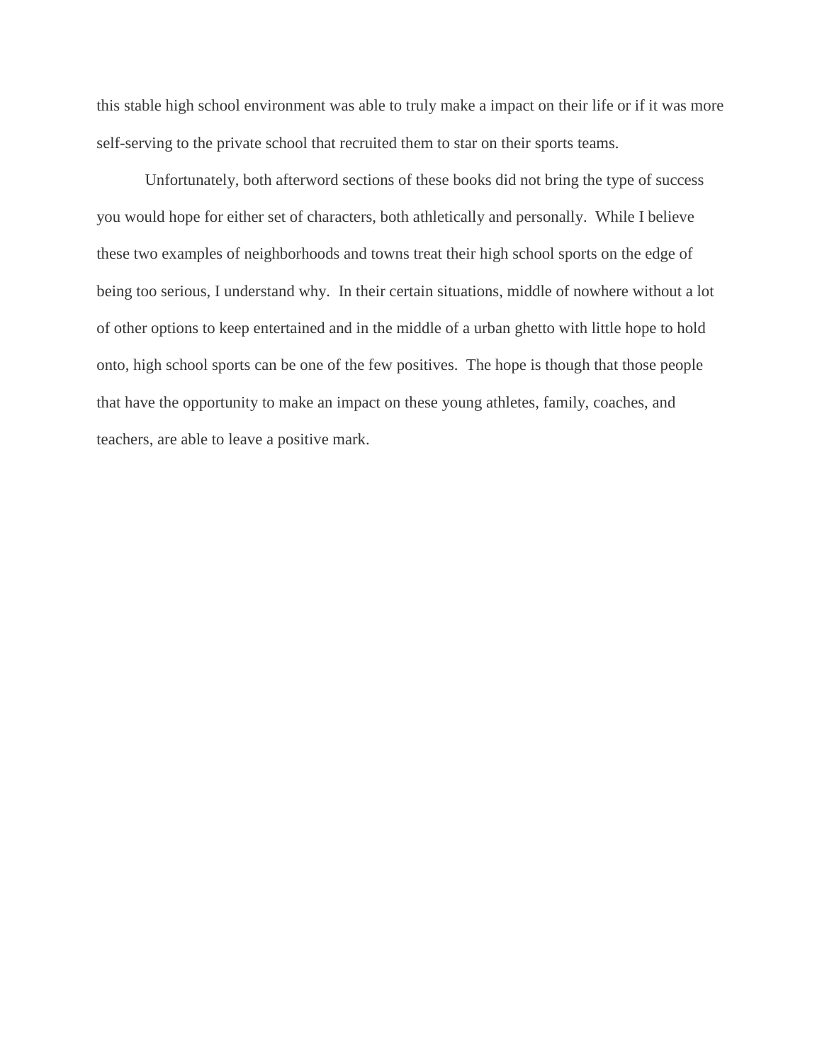this stable high school environment was able to truly make a impact on their life or if it was more self-serving to the private school that recruited them to star on their sports teams.

Unfortunately, both afterword sections of these books did not bring the type of success you would hope for either set of characters, both athletically and personally. While I believe these two examples of neighborhoods and towns treat their high school sports on the edge of being too serious, I understand why. In their certain situations, middle of nowhere without a lot of other options to keep entertained and in the middle of a urban ghetto with little hope to hold onto, high school sports can be one of the few positives. The hope is though that those people that have the opportunity to make an impact on these young athletes, family, coaches, and teachers, are able to leave a positive mark.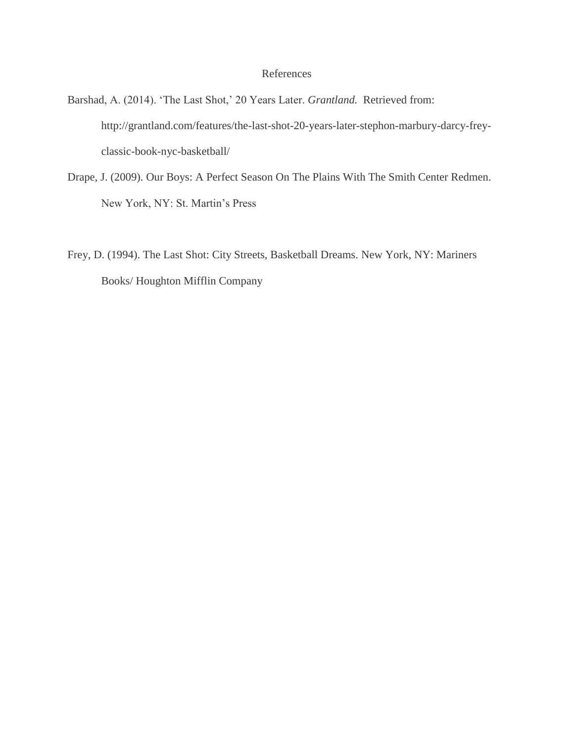# References

Barshad, A. (2014). 'The Last Shot,' 20 Years Later. *Grantland.* Retrieved from: http://grantland.com/features/the-last-shot-20-years-later-stephon-marbury-darcy-frey-classic-book-nyc-basketball/

Drape, J. (2009). Our Boys: A Perfect Season On The Plains With The Smith Center Redmen. New York, NY: St. Martin's Press

Frey, D. (1994). The Last Shot: City Streets, Basketball Dreams. New York, NY: Mariners Books/ Houghton Mifflin Company